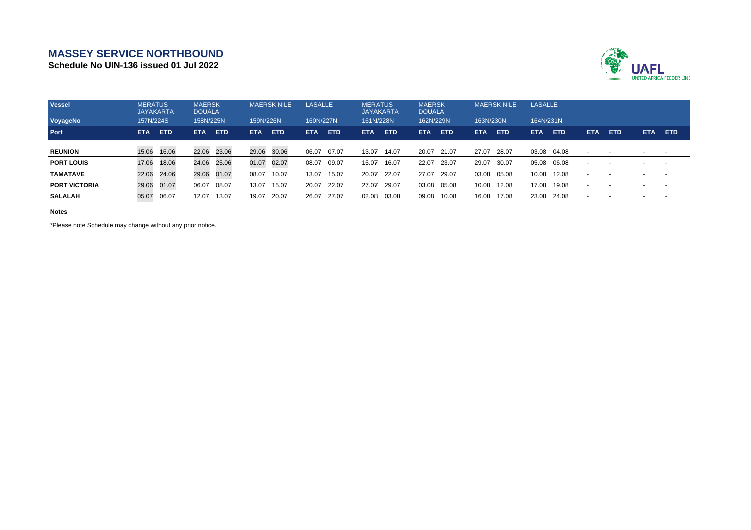# MASSEY SERVICE NORTHBOUND

## Schedule No UIN-136 issued 01 Jul 2022

UAFL UNITED AFRICA FEEDER LINE

| Vessel | MERATUS JAYAKARTA | | MAERSK DOUALA | | MAERSK NILE | | LASALLE | | MERATUS JAYAKARTA | | MAERSK DOUALA | | MAERSK NILE | | LASALLE | | | | | |
|---|---|---|---|---|---|---|---|---|---|---|---|---|---|---|---|---|---|---|---|---|
| VoyageNo | 157N/224S | | 158N/225N | | 159N/226N | | 160N/227N | | 161N/228N | | 162N/229N | | 163N/230N | | 164N/231N | | | | | |
| Port | ETA | ETD | ETA | ETD | ETA | ETD | ETA | ETD | ETA | ETD | ETA | ETD | ETA | ETD | ETA | ETD | ETA | ETD | ETA | ETD |
| REUNION | 15.06 | 16.06 | 22.06 | 23.06 | 29.06 | 30.06 | 06.07 | 07.07 | 13.07 | 14.07 | 20.07 | 21.07 | 27.07 | 28.07 | 03.08 | 04.08 | - | - | - | - |
| PORT LOUIS | 17.06 | 18.06 | 24.06 | 25.06 | 01.07 | 02.07 | 08.07 | 09.07 | 15.07 | 16.07 | 22.07 | 23.07 | 29.07 | 30.07 | 05.08 | 06.08 | - | - | - | - |
| TAMATAVE | 22.06 | 24.06 | 29.06 | 01.07 | 08.07 | 10.07 | 13.07 | 15.07 | 20.07 | 22.07 | 27.07 | 29.07 | 03.08 | 05.08 | 10.08 | 12.08 | - | - | - | - |
| PORT VICTORIA | 29.06 | 01.07 | 06.07 | 08.07 | 13.07 | 15.07 | 20.07 | 22.07 | 27.07 | 29.07 | 03.08 | 05.08 | 10.08 | 12.08 | 17.08 | 19.08 | - | - | - | - |
| SALALAH | 05.07 | 06.07 | 12.07 | 13.07 | 19.07 | 20.07 | 26.07 | 27.07 | 02.08 | 03.08 | 09.08 | 10.08 | 16.08 | 17.08 | 23.08 | 24.08 | - | - | - | - |

**Notes**

*Please note Schedule may change without any prior notice.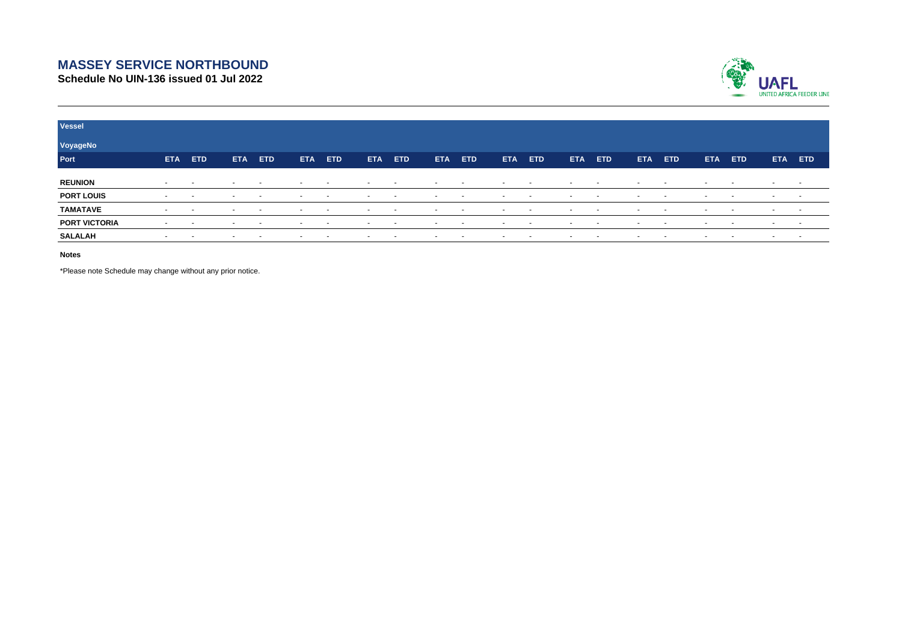# MASSEY SERVICE NORTHBOUND

**Schedule No UIN-136 issued 01 Jul 2022**

| Vessel | | | | | | | | | | | | | | | | | | | | |
|---|---|---|---|---|---|---|---|---|---|---|---|---|---|---|---|---|---|---|---|---|
| **VoyageNo** | | | | | | | | | | | | | | | | | | | | |
| **Port** | **ETA** | **ETD** | **ETA** | **ETD** | **ETA** | **ETD** | **ETA** | **ETD** | **ETA** | **ETD** | **ETA** | **ETD** | **ETA** | **ETD** | **ETA** | **ETD** | **ETA** | **ETD** | **ETA** | **ETD** |
| **REUNION** | - | - | - | - | - | - | - | - | - | - | - | - | - | - | - | - | - | - | - | - |
| **PORT LOUIS** | - | - | - | - | - | - | - | - | - | - | - | - | - | - | - | - | - | - | - | - |
| **TAMATAVE** | - | - | - | - | - | - | - | - | - | - | - | - | - | - | - | - | - | - | - | - |
| **PORT VICTORIA** | - | - | - | - | - | - | - | - | - | - | - | - | - | - | - | - | - | - | - | - |
| **SALALAH** | - | - | - | - | - | - | - | - | - | - | - | - | - | - | - | - | - | - | - | - |

**Notes**

*Please note Schedule may change without any prior notice.